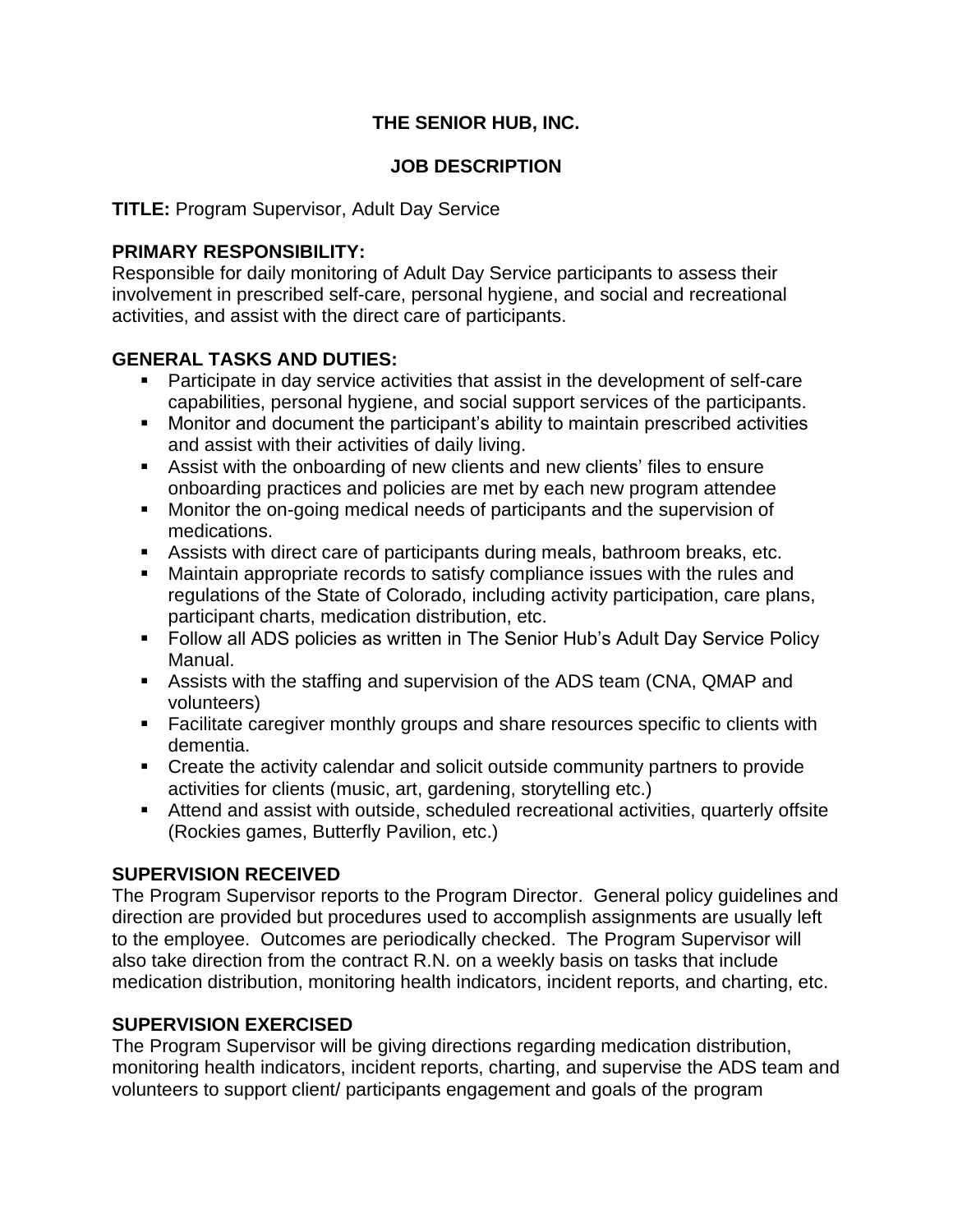# THE SENIOR HUB, INC.

## JOB DESCRIPTION

**TITLE:** Program Supervisor, Adult Day Service

### PRIMARY RESPONSIBILITY:

Responsible for daily monitoring of Adult Day Service participants to assess their involvement in prescribed self-care, personal hygiene, and social and recreational activities, and assist with the direct care of participants.

### GENERAL TASKS AND DUTIES:

- Participate in day service activities that assist in the development of self-care capabilities, personal hygiene, and social support services of the participants.
- Monitor and document the participant's ability to maintain prescribed activities and assist with their activities of daily living.
- Assist with the onboarding of new clients and new clients' files to ensure onboarding practices and policies are met by each new program attendee
- Monitor the on-going medical needs of participants and the supervision of medications.
- Assists with direct care of participants during meals, bathroom breaks, etc.
- Maintain appropriate records to satisfy compliance issues with the rules and regulations of the State of Colorado, including activity participation, care plans, participant charts, medication distribution, etc.
- Follow all ADS policies as written in The Senior Hub's Adult Day Service Policy Manual.
- Assists with the staffing and supervision of the ADS team (CNA, QMAP and volunteers)
- Facilitate caregiver monthly groups and share resources specific to clients with dementia.
- Create the activity calendar and solicit outside community partners to provide activities for clients (music, art, gardening, storytelling etc.)
- Attend and assist with outside, scheduled recreational activities, quarterly offsite (Rockies games, Butterfly Pavilion, etc.)

### SUPERVISION RECEIVED

The Program Supervisor reports to the Program Director. General policy guidelines and direction are provided but procedures used to accomplish assignments are usually left to the employee. Outcomes are periodically checked. The Program Supervisor will also take direction from the contract R.N. on a weekly basis on tasks that include medication distribution, monitoring health indicators, incident reports, and charting, etc.

### SUPERVISION EXERCISED

The Program Supervisor will be giving directions regarding medication distribution, monitoring health indicators, incident reports, charting, and supervise the ADS team and volunteers to support client/ participants engagement and goals of the program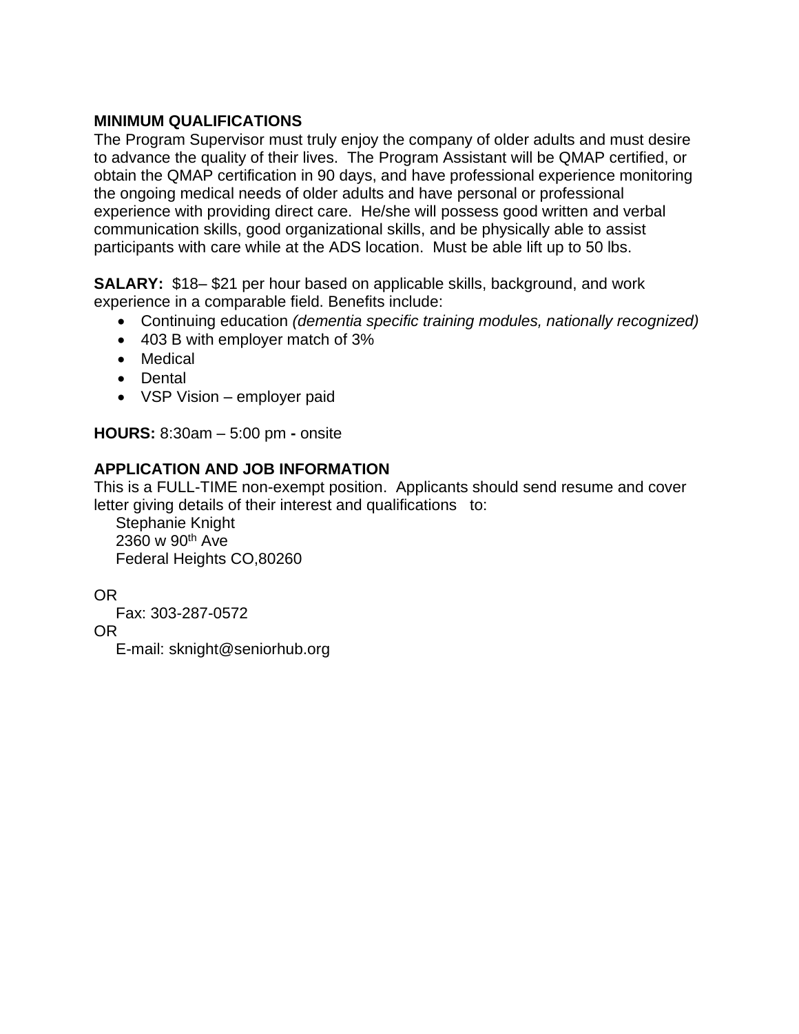**MINIMUM QUALIFICATIONS**
The Program Supervisor must truly enjoy the company of older adults and must desire to advance the quality of their lives. The Program Assistant will be QMAP certified, or obtain the QMAP certification in 90 days, and have professional experience monitoring the ongoing medical needs of older adults and have personal or professional experience with providing direct care. He/she will possess good written and verbal communication skills, good organizational skills, and be physically able to assist participants with care while at the ADS location. Must be able lift up to 50 lbs.

**SALARY:** $18– $21 per hour based on applicable skills, background, and work experience in a comparable field. Benefits include:

- Continuing education *(dementia specific training modules, nationally recognized)*
- 403 B with employer match of 3%
- Medical
- Dental
- VSP Vision – employer paid

**HOURS:** 8:30am – 5:00 pm **-** onsite

**APPLICATION AND JOB INFORMATION**
This is a FULL-TIME non-exempt position. Applicants should send resume and cover letter giving details of their interest and qualifications to:

Stephanie Knight
2360 w 90th Ave
Federal Heights CO,80260

OR

Fax: 303-287-0572

OR

E-mail: sknight@seniorhub.org